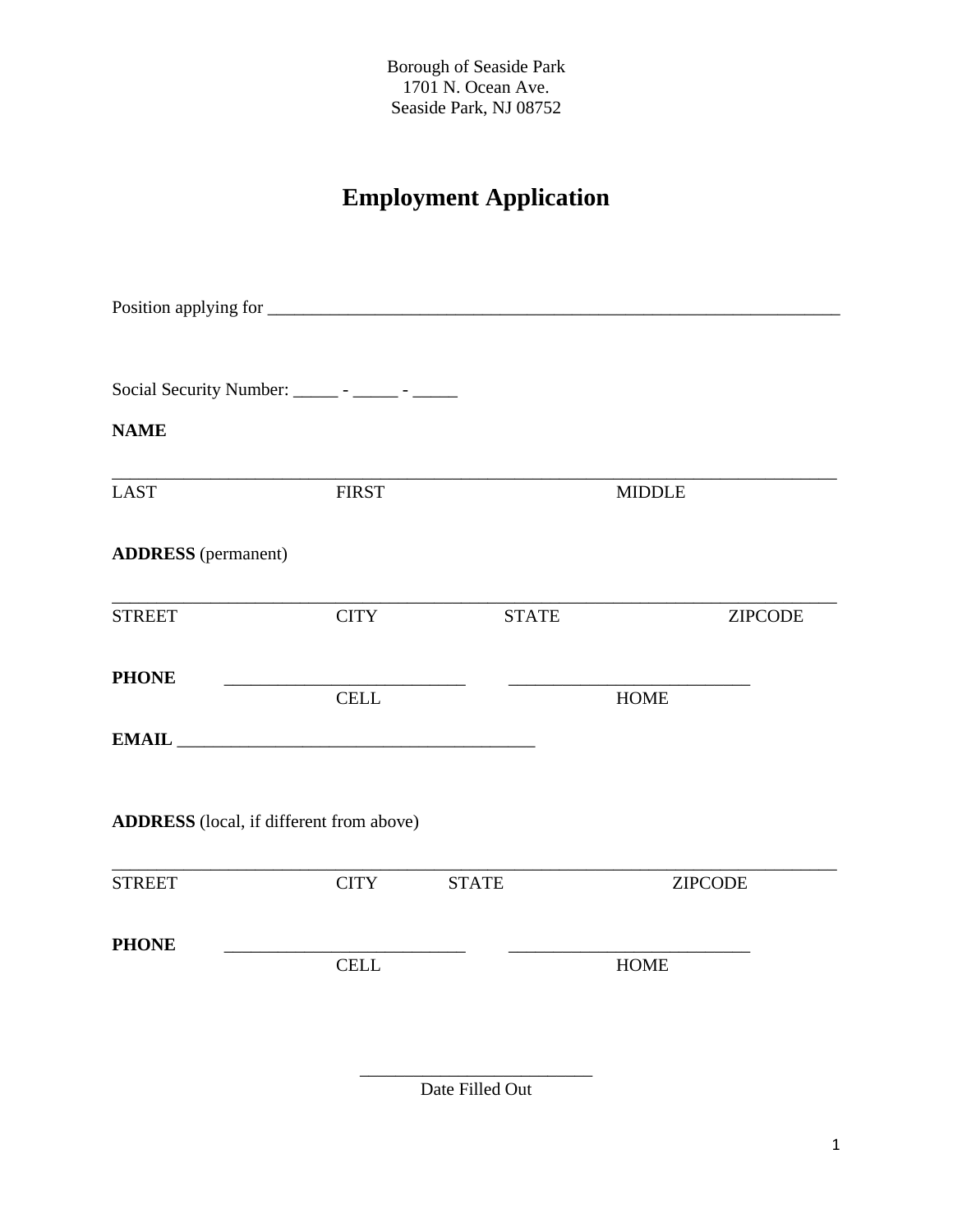Borough of Seaside Park
1701 N. Ocean Ave.
Seaside Park, NJ 08752

# Employment Application

Position applying for ___________________________________________________________________

Social Security Number: _____ - _____ - _____

**NAME**

_______________________________________________________________________________________

LAST FIRST MIDDLE

**ADDRESS** (permanent)

_______________________________________________________________________________________

STREET CITY STATE ZIPCODE

**PHONE** ___________________________ ___________________________

CELL HOME

**EMAIL** ________________________________________

**ADDRESS** (local, if different from above)

_______________________________________________________________________________________

STREET CITY STATE ZIPCODE

**PHONE** ___________________________ ___________________________

CELL HOME

_________________________

Date Filled Out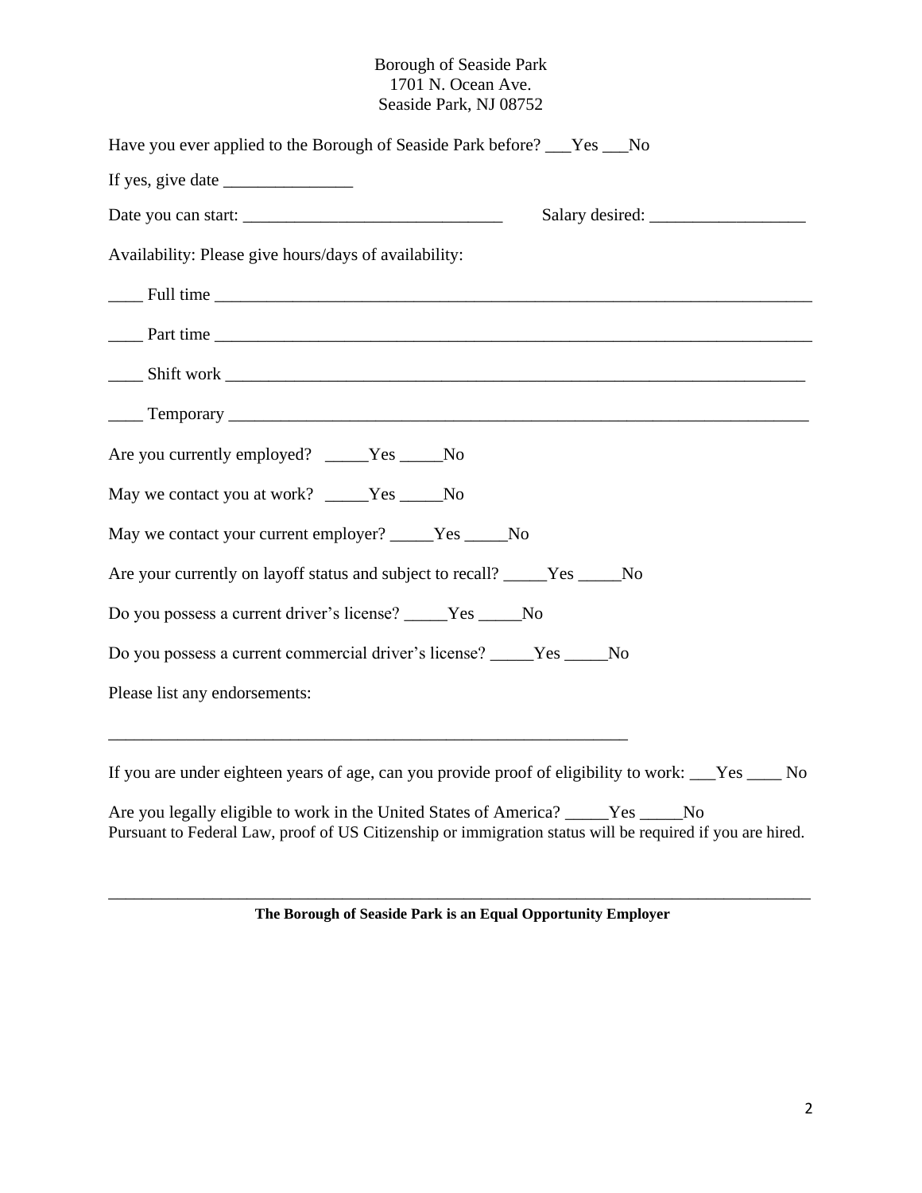Borough of Seaside Park
1701 N. Ocean Ave.
Seaside Park, NJ 08752

Have you ever applied to the Borough of Seaside Park before? ___Yes ___No

If yes, give date _______________

Date you can start: ______________________________ Salary desired: __________________

Availability: Please give hours/days of availability:

____ Full time ________________________________________________________________________

____ Part time ________________________________________________________________________

____ Shift work ______________________________________________________________________

____ Temporary _______________________________________________________________________

Are you currently employed? _____Yes _____No

May we contact you at work? _____Yes _____No

May we contact your current employer? _____Yes _____No

Are your currently on layoff status and subject to recall? _____Yes _____No

Do you possess a current driver's license? _____Yes _____No

Do you possess a current commercial driver's license? _____Yes _____No

Please list any endorsements:

_______________________________________________________________

If you are under eighteen years of age, can you provide proof of eligibility to work: ___Yes ____ No

Are you legally eligible to work in the United States of America? _____Yes _____No
Pursuant to Federal Law, proof of US Citizenship or immigration status will be required if you are hired.

---

**The Borough of Seaside Park is an Equal Opportunity Employer**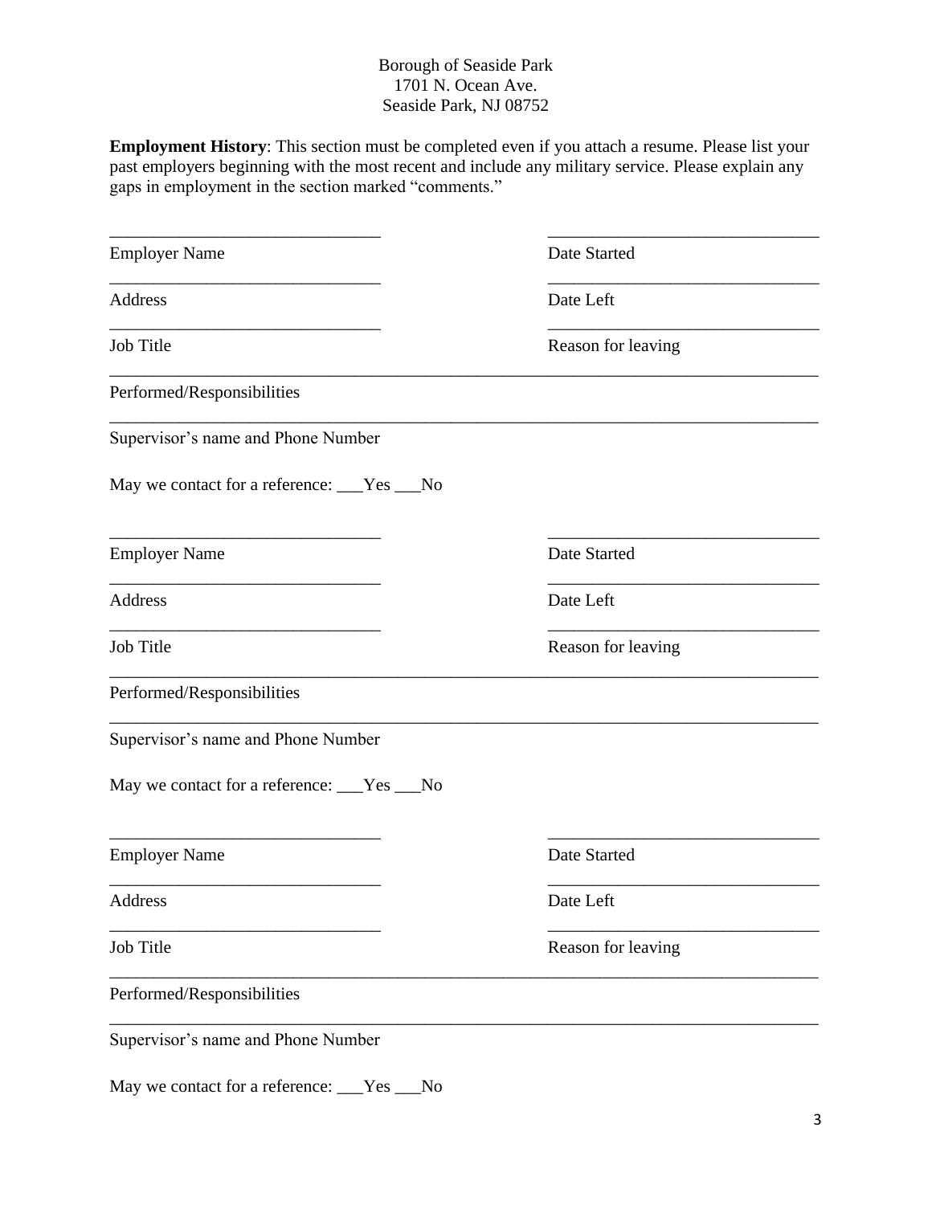Borough of Seaside Park
1701 N. Ocean Ave.
Seaside Park, NJ 08752

**Employment History**: This section must be completed even if you attach a resume. Please list your past employers beginning with the most recent and include any military service. Please explain any gaps in employment in the section marked "comments."

_______________________________ &nbsp;&nbsp;&nbsp;&nbsp; _______________________________
Employer Name &nbsp;&nbsp;&nbsp;&nbsp; Date Started

_______________________________ &nbsp;&nbsp;&nbsp;&nbsp; _______________________________
Address &nbsp;&nbsp;&nbsp;&nbsp; Date Left

_______________________________ &nbsp;&nbsp;&nbsp;&nbsp; _______________________________
Job Title &nbsp;&nbsp;&nbsp;&nbsp; Reason for leaving

_________________________________________________________________________________
Performed/Responsibilities

_________________________________________________________________________________
Supervisor's name and Phone Number

May we contact for a reference: ___Yes ___No

_______________________________ &nbsp;&nbsp;&nbsp;&nbsp; _______________________________
Employer Name &nbsp;&nbsp;&nbsp;&nbsp; Date Started

_______________________________ &nbsp;&nbsp;&nbsp;&nbsp; _______________________________
Address &nbsp;&nbsp;&nbsp;&nbsp; Date Left

_______________________________ &nbsp;&nbsp;&nbsp;&nbsp; _______________________________
Job Title &nbsp;&nbsp;&nbsp;&nbsp; Reason for leaving

_________________________________________________________________________________
Performed/Responsibilities

_________________________________________________________________________________
Supervisor's name and Phone Number

May we contact for a reference: ___Yes ___No

_______________________________ &nbsp;&nbsp;&nbsp;&nbsp; _______________________________
Employer Name &nbsp;&nbsp;&nbsp;&nbsp; Date Started

_______________________________ &nbsp;&nbsp;&nbsp;&nbsp; _______________________________
Address &nbsp;&nbsp;&nbsp;&nbsp; Date Left

_______________________________ &nbsp;&nbsp;&nbsp;&nbsp; _______________________________
Job Title &nbsp;&nbsp;&nbsp;&nbsp; Reason for leaving

_________________________________________________________________________________
Performed/Responsibilities

_________________________________________________________________________________
Supervisor's name and Phone Number

May we contact for a reference: ___Yes ___No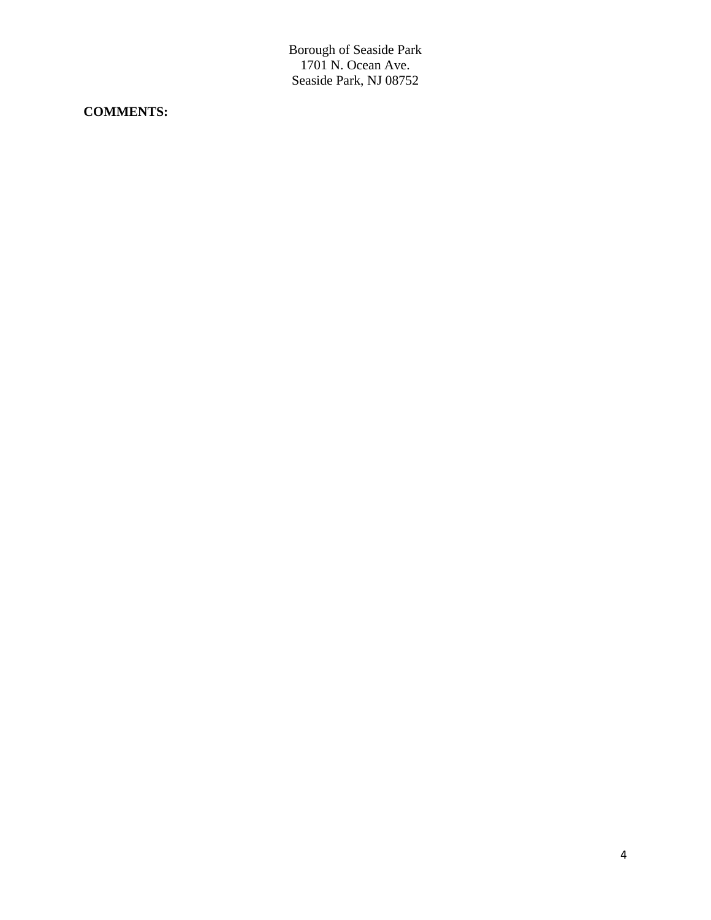Borough of Seaside Park
1701 N. Ocean Ave.
Seaside Park, NJ 08752

**COMMENTS:**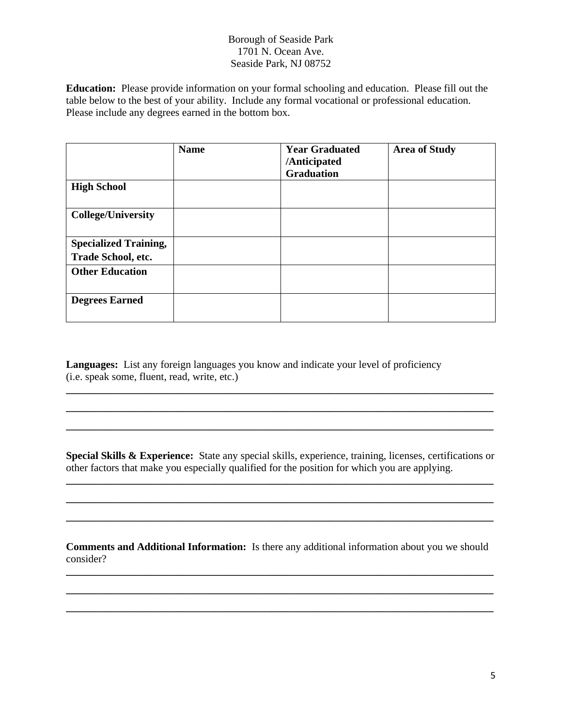Borough of Seaside Park
1701 N. Ocean Ave.
Seaside Park, NJ 08752

**Education:** Please provide information on your formal schooling and education. Please fill out the table below to the best of your ability. Include any formal vocational or professional education. Please include any degrees earned in the bottom box.

| | **Name** | **Year Graduated /Anticipated Graduation** | **Area of Study** |
|---|---|---|---|
| **High School** | | | |
| **College/University** | | | |
| **Specialized Training, Trade School, etc.** | | | |
| **Other Education** | | | |
| **Degrees Earned** | | | |

**Languages:** List any foreign languages you know and indicate your level of proficiency (i.e. speak some, fluent, read, write, etc.)

______________________________________________________________________________

______________________________________________________________________________

______________________________________________________________________________

**Special Skills & Experience:** State any special skills, experience, training, licenses, certifications or other factors that make you especially qualified for the position for which you are applying.

______________________________________________________________________________

______________________________________________________________________________

______________________________________________________________________________

**Comments and Additional Information:** Is there any additional information about you we should consider?

______________________________________________________________________________

______________________________________________________________________________

______________________________________________________________________________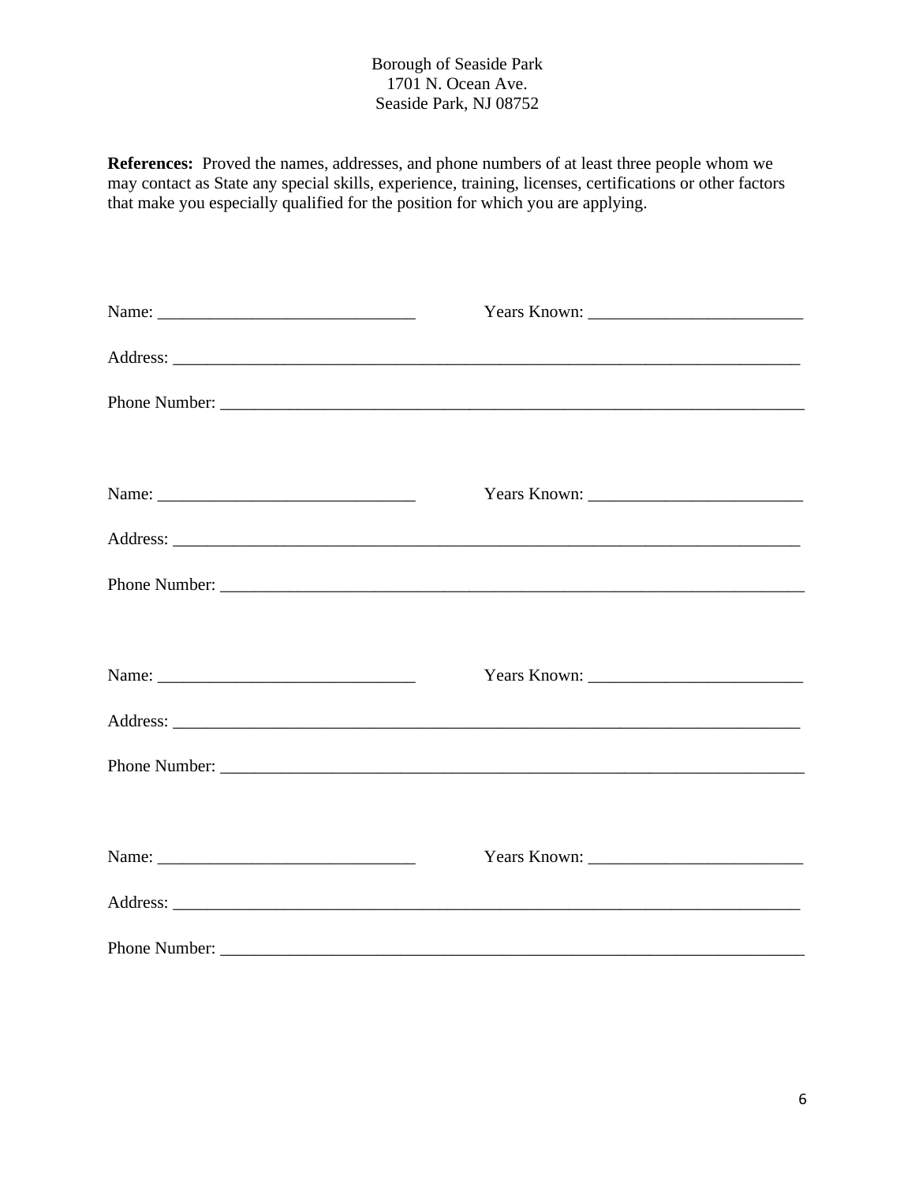Borough of Seaside Park
1701 N. Ocean Ave.
Seaside Park, NJ 08752

**References:** Proved the names, addresses, and phone numbers of at least three people whom we may contact as State any special skills, experience, training, licenses, certifications or other factors that make you especially qualified for the position for which you are applying.

Name: ______________________________ Years Known: ________________________

Address: ___________________________________________________________________________

Phone Number: ______________________________________________________________________

Name: ______________________________ Years Known: ________________________

Address: ___________________________________________________________________________

Phone Number: ______________________________________________________________________

Name: ______________________________ Years Known: ________________________

Address: ___________________________________________________________________________

Phone Number: ______________________________________________________________________

Name: ______________________________ Years Known: ________________________

Address: ___________________________________________________________________________

Phone Number: ______________________________________________________________________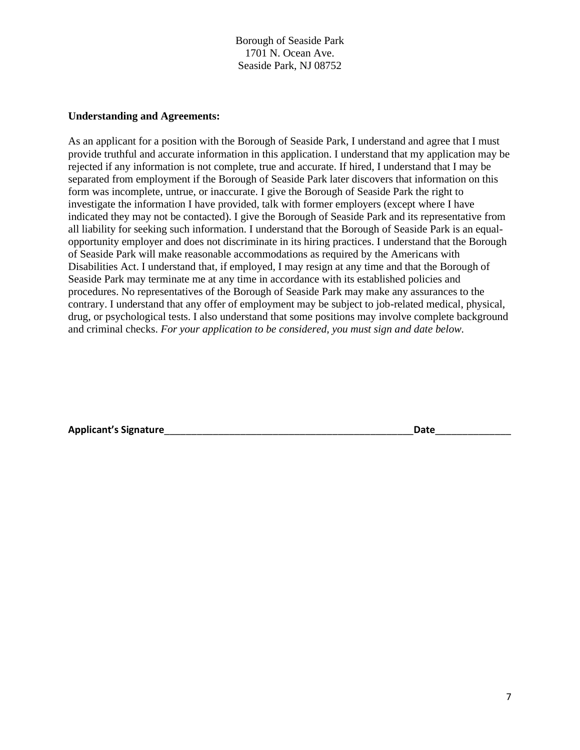Borough of Seaside Park
1701 N. Ocean Ave.
Seaside Park, NJ 08752

**Understanding and Agreements:**

As an applicant for a position with the Borough of Seaside Park, I understand and agree that I must provide truthful and accurate information in this application. I understand that my application may be rejected if any information is not complete, true and accurate. If hired, I understand that I may be separated from employment if the Borough of Seaside Park later discovers that information on this form was incomplete, untrue, or inaccurate. I give the Borough of Seaside Park the right to investigate the information I have provided, talk with former employers (except where I have indicated they may not be contacted). I give the Borough of Seaside Park and its representative from all liability for seeking such information. I understand that the Borough of Seaside Park is an equal-opportunity employer and does not discriminate in its hiring practices. I understand that the Borough of Seaside Park will make reasonable accommodations as required by the Americans with Disabilities Act. I understand that, if employed, I may resign at any time and that the Borough of Seaside Park may terminate me at any time in accordance with its established policies and procedures. No representatives of the Borough of Seaside Park may make any assurances to the contrary. I understand that any offer of employment may be subject to job-related medical, physical, drug, or psychological tests. I also understand that some positions may involve complete background and criminal checks. *For your application to be considered, you must sign and date below.*

**Applicant's Signature**__________________________________________________**Date**______________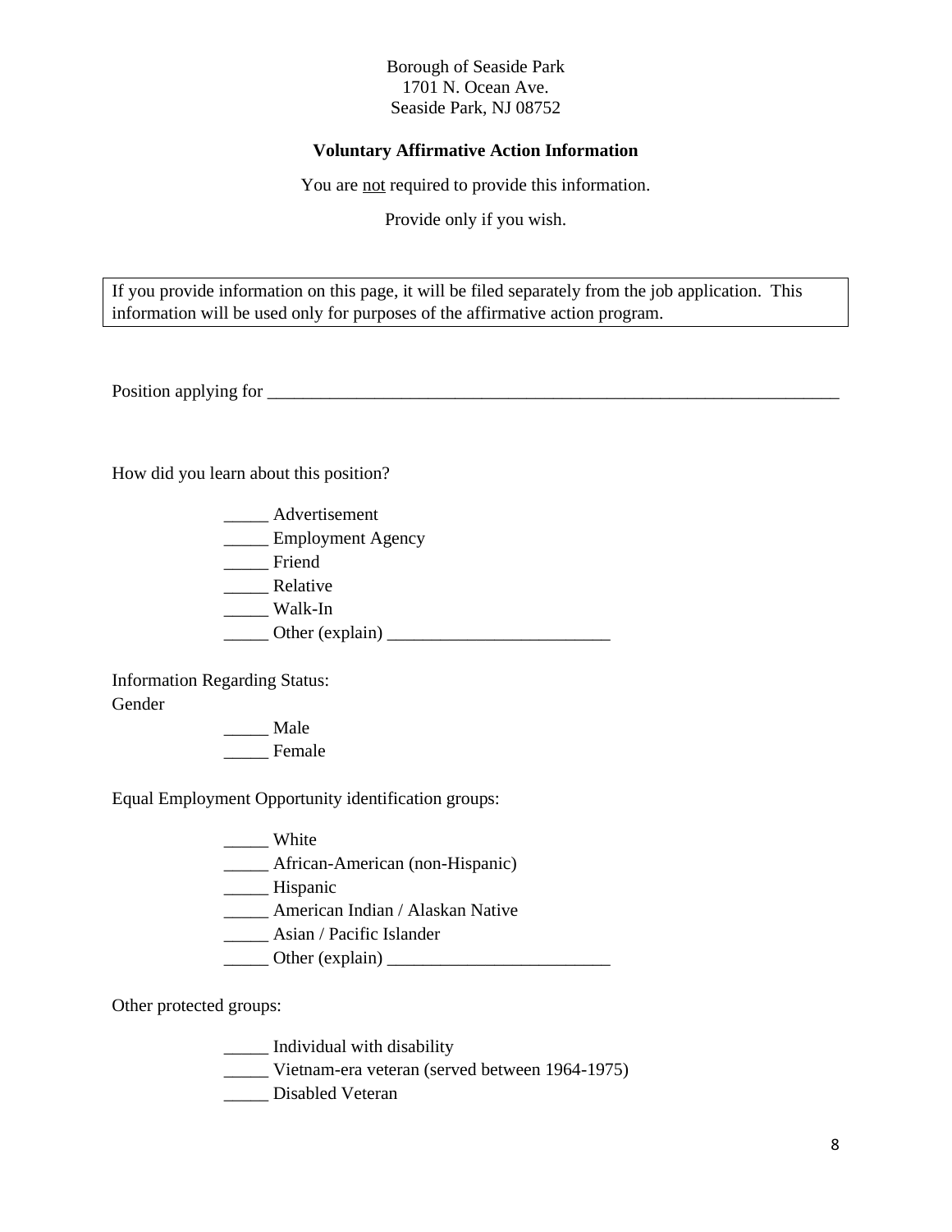Borough of Seaside Park
1701 N. Ocean Ave.
Seaside Park, NJ 08752

**Voluntary Affirmative Action Information**

You are not required to provide this information.

Provide only if you wish.

| |
|---|
| If you provide information on this page, it will be filed separately from the job application. This information will be used only for purposes of the affirmative action program. |

Position applying for ________________________________________________________________

How did you learn about this position?

_____ Advertisement
_____ Employment Agency
_____ Friend
_____ Relative
_____ Walk-In
_____ Other (explain) _________________________

Information Regarding Status:
Gender

_____ Male
_____ Female

Equal Employment Opportunity identification groups:

_____ White
_____ African-American (non-Hispanic)
_____ Hispanic
_____ American Indian / Alaskan Native
_____ Asian / Pacific Islander
_____ Other (explain) _________________________

Other protected groups:

_____ Individual with disability
_____ Vietnam-era veteran (served between 1964-1975)
_____ Disabled Veteran